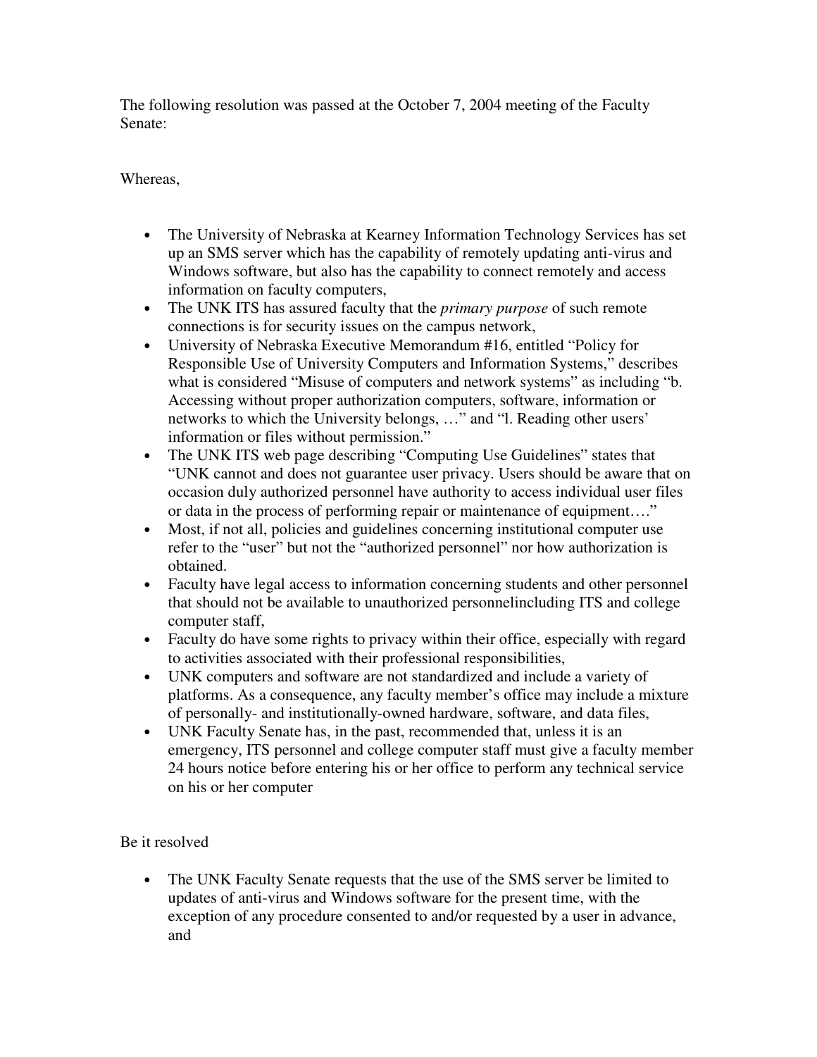The following resolution was passed at the October 7, 2004 meeting of the Faculty Senate:

Whereas,

- The University of Nebraska at Kearney Information Technology Services has set up an SMS server which has the capability of remotely updating anti-virus and Windows software, but also has the capability to connect remotely and access information on faculty computers,
- The UNK ITS has assured faculty that the *primary purpose* of such remote connections is for security issues on the campus network,
- University of Nebraska Executive Memorandum #16, entitled "Policy for Responsible Use of University Computers and Information Systems," describes what is considered "Misuse of computers and network systems" as including "b. Accessing without proper authorization computers, software, information or networks to which the University belongs, …" and "l. Reading other users' information or files without permission."
- The UNK ITS web page describing "Computing Use Guidelines" states that "UNK cannot and does not guarantee user privacy. Users should be aware that on occasion duly authorized personnel have authority to access individual user files or data in the process of performing repair or maintenance of equipment…."
- Most, if not all, policies and guidelines concerning institutional computer use refer to the "user" but not the "authorized personnel" nor how authorization is obtained.
- Faculty have legal access to information concerning students and other personnel that should not be available to unauthorized personnelincluding ITS and college computer staff,
- Faculty do have some rights to privacy within their office, especially with regard to activities associated with their professional responsibilities,
- UNK computers and software are not standardized and include a variety of platforms. As a consequence, any faculty member's office may include a mixture of personally- and institutionally-owned hardware, software, and data files,
- UNK Faculty Senate has, in the past, recommended that, unless it is an emergency, ITS personnel and college computer staff must give a faculty member 24 hours notice before entering his or her office to perform any technical service on his or her computer

Be it resolved

- The UNK Faculty Senate requests that the use of the SMS server be limited to updates of anti-virus and Windows software for the present time, with the exception of any procedure consented to and/or requested by a user in advance, and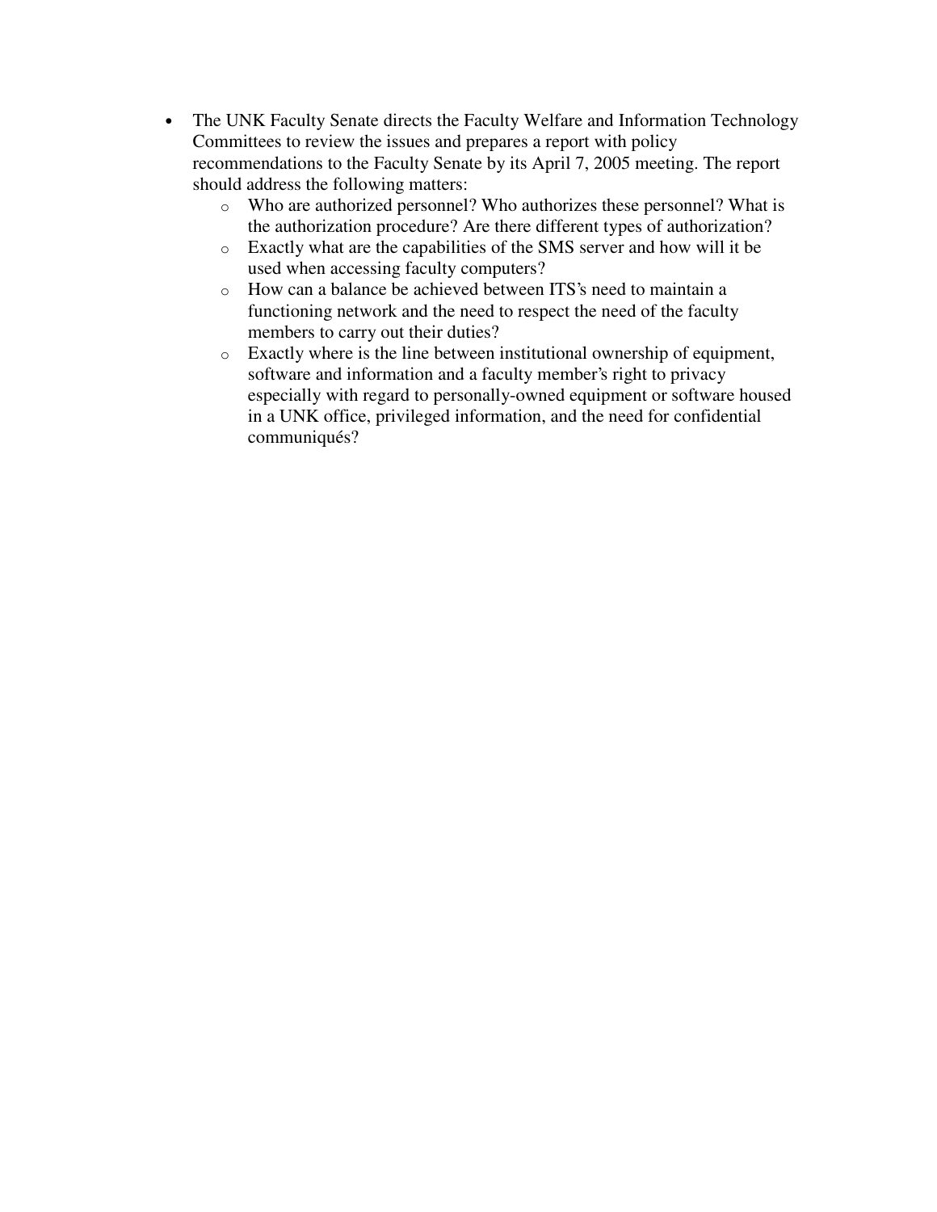- The UNK Faculty Senate directs the Faculty Welfare and Information Technology Committees to review the issues and prepares a report with policy recommendations to the Faculty Senate by its April 7, 2005 meeting. The report should address the following matters:
  - Who are authorized personnel? Who authorizes these personnel? What is the authorization procedure? Are there different types of authorization?
  - Exactly what are the capabilities of the SMS server and how will it be used when accessing faculty computers?
  - How can a balance be achieved between ITS's need to maintain a functioning network and the need to respect the need of the faculty members to carry out their duties?
  - Exactly where is the line between institutional ownership of equipment, software and information and a faculty member's right to privacy especially with regard to personally-owned equipment or software housed in a UNK office, privileged information, and the need for confidential communiqués?